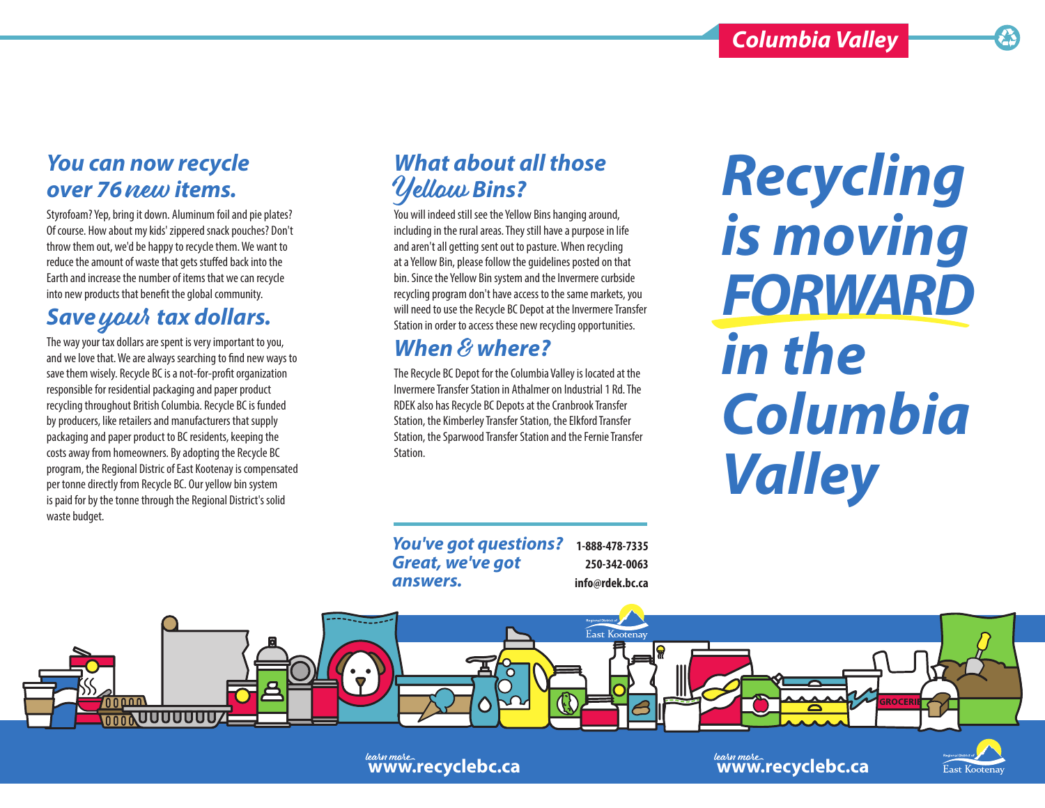Columbia Valley

# Recycling is moving FORWARD in the Columbia Valley

## You can now recycle over 76 new items.

Styrofoam? Yep, bring it down. Aluminum foil and pie plates? Of course. How about my kids' zippered snack pouches? Don't throw them out, we'd be happy to recycle them. We want to reduce the amount of waste that gets stuffed back into the Earth and increase the number of items that we can recycle into new products that benefit the global community.

## Save your tax dollars.

The way your tax dollars are spent is very important to you, and we love that. We are always searching to find new ways to save them wisely. Recycle BC is a not-for-profit organization responsible for residential packaging and paper product recycling throughout British Columbia. Recycle BC is funded by producers, like retailers and manufacturers that supply packaging and paper product to BC residents, keeping the costs away from homeowners. By adopting the Recycle BC program, the Regional Distric of East Kootenay is compensated per tonne directly from Recycle BC. Our yellow bin system is paid for by the tonne through the Regional District's solid waste budget.

## What about all those Yellow Bins?

You will indeed still see the Yellow Bins hanging around, including in the rural areas. They still have a purpose in life and aren't all getting sent out to pasture. When recycling at a Yellow Bin, please follow the guidelines posted on that bin. Since the Yellow Bin system and the Invermere curbside recycling program don't have access to the same markets, you will need to use the Recycle BC Depot at the Invermere Transfer Station in order to access these new recycling opportunities.

## When & where?

The Recycle BC Depot for the Columbia Valley is located at the Invermere Transfer Station in Athalmer on Industrial 1 Rd. The RDEK also has Recycle BC Depots at the Cranbrook Transfer Station, the Kimberley Transfer Station, the Elkford Transfer Station, the Sparwood Transfer Station and the Fernie Transfer Station.

**You've got questions? Great, we've got answers.**

1-888-478-7335
250-342-0063
info@rdek.bc.ca

learn more www.recyclebc.ca

learn more www.recyclebc.ca

Regional District of East Kootenay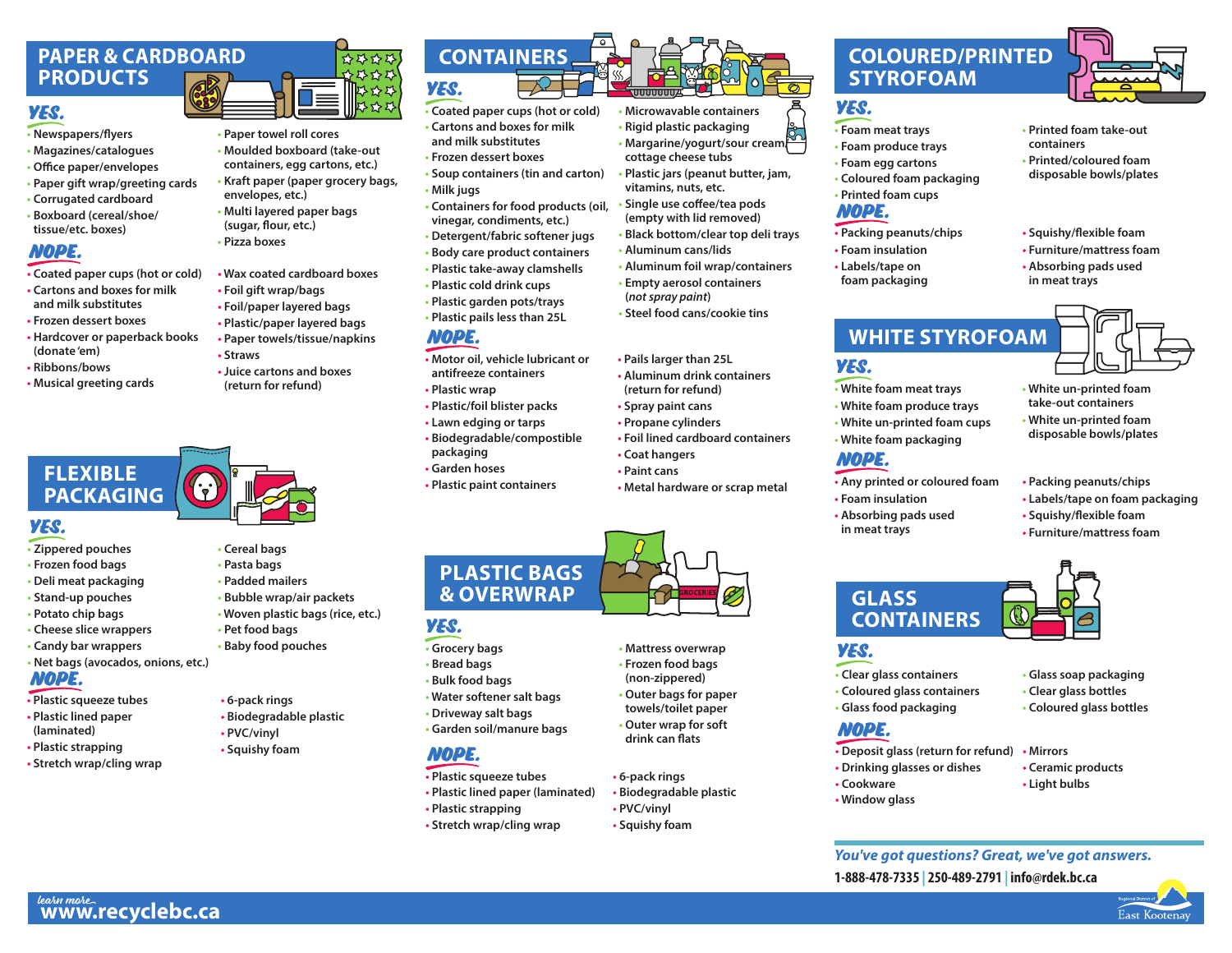## PAPER & CARDBOARD PRODUCTS

### YES.

- Newspapers/flyers
- Magazines/catalogues
- Office paper/envelopes
- Paper gift wrap/greeting cards
- Corrugated cardboard
- Boxboard (cereal/shoe/tissue/etc. boxes)
- Paper towel roll cores
- Moulded boxboard (take-out containers, egg cartons, etc.)
- Kraft paper (paper grocery bags, envelopes, etc.)
- Multi layered paper bags (sugar, flour, etc.)
- Pizza boxes

### NOPE.

- Coated paper cups (hot or cold)
- Cartons and boxes for milk and milk substitutes
- Frozen dessert boxes
- Hardcover or paperback books (donate 'em)
- Ribbons/bows
- Musical greeting cards
- Wax coated cardboard boxes
- Foil gift wrap/bags
- Foil/paper layered bags
- Plastic/paper layered bags
- Paper towels/tissue/napkins
- Straws
- Juice cartons and boxes (return for refund)

## FLEXIBLE PACKAGING

### YES.

- Zippered pouches
- Frozen food bags
- Deli meat packaging
- Stand-up pouches
- Potato chip bags
- Cheese slice wrappers
- Candy bar wrappers
- Net bags (avocados, onions, etc.)
- Cereal bags
- Pasta bags
- Padded mailers
- Bubble wrap/air packets
- Woven plastic bags (rice, etc.)
- Pet food bags
- Baby food pouches

### NOPE.

- Plastic squeeze tubes
- Plastic lined paper (laminated)
- Plastic strapping
- Stretch wrap/cling wrap
- 6-pack rings
- Biodegradable plastic
- PVC/vinyl
- Squishy foam

## CONTAINERS

### YES.

- Coated paper cups (hot or cold)
- Cartons and boxes for milk and milk substitutes
- Frozen dessert boxes
- Soup containers (tin and carton)
- Milk jugs
- Containers for food products (oil, vinegar, condiments, etc.)
- Detergent/fabric softener jugs
- Body care product containers
- Plastic take-away clamshells
- Plastic cold drink cups
- Plastic garden pots/trays
- Plastic pails less than 25L
- Microwavable containers
- Rigid plastic packaging
- Margarine/yogurt/sour cream/cottage cheese tubs
- Plastic jars (peanut butter, jam, vitamins, nuts, etc.)
- Single use coffee/tea pods (empty with lid removed)
- Black bottom/clear top deli trays
- Aluminum cans/lids
- Aluminum foil wrap/containers
- Empty aerosol containers (*not spray paint*)
- Steel food cans/cookie tins

### NOPE.

- Motor oil, vehicle lubricant or antifreeze containers
- Plastic wrap
- Plastic/foil blister packs
- Lawn edging or tarps
- Biodegradable/compostible packaging
- Garden hoses
- Plastic paint containers
- Pails larger than 25L
- Aluminum drink containers (return for refund)
- Spray paint cans
- Propane cylinders
- Foil lined cardboard containers
- Coat hangers
- Paint cans
- Metal hardware or scrap metal

## PLASTIC BAGS & OVERWRAP

### YES.

- Grocery bags
- Bread bags
- Bulk food bags
- Water softener salt bags
- Driveway salt bags
- Garden soil/manure bags
- Mattress overwrap
- Frozen food bags (non-zippered)
- Outer bags for paper towels/toilet paper
- Outer wrap for soft drink can flats

### NOPE.

- Plastic squeeze tubes
- Plastic lined paper (laminated)
- Plastic strapping
- Stretch wrap/cling wrap
- 6-pack rings
- Biodegradable plastic
- PVC/vinyl
- Squishy foam

## COLOURED/PRINTED STYROFOAM

### YES.

- Foam meat trays
- Foam produce trays
- Foam egg cartons
- Coloured foam packaging
- Printed foam cups
- Printed foam take-out containers
- Printed/coloured foam disposable bowls/plates

### NOPE.

- Packing peanuts/chips
- Foam insulation
- Labels/tape on foam packaging
- Squishy/flexible foam
- Furniture/mattress foam
- Absorbing pads used in meat trays

## WHITE STYROFOAM

### YES.

- White foam meat trays
- White foam produce trays
- White un-printed foam cups
- White foam packaging
- White un-printed foam take-out containers
- White un-printed foam disposable bowls/plates

### NOPE.

- Any printed or coloured foam
- Foam insulation
- Absorbing pads used in meat trays
- Packing peanuts/chips
- Labels/tape on foam packaging
- Squishy/flexible foam
- Furniture/mattress foam

## GLASS CONTAINERS

### YES.

- Clear glass containers
- Coloured glass containers
- Glass food packaging
- Glass soap packaging
- Clear glass bottles
- Coloured glass bottles

### NOPE.

- Deposit glass (return for refund)
- Drinking glasses or dishes
- Cookware
- Window glass
- Mirrors
- Ceramic products
- Light bulbs

*You've got questions? Great, we've got answers.*

**1-888-478-7335 | 250-489-2791 | info@rdek.bc.ca**

learn more www.recyclebc.ca

Regional District of East Kootenay